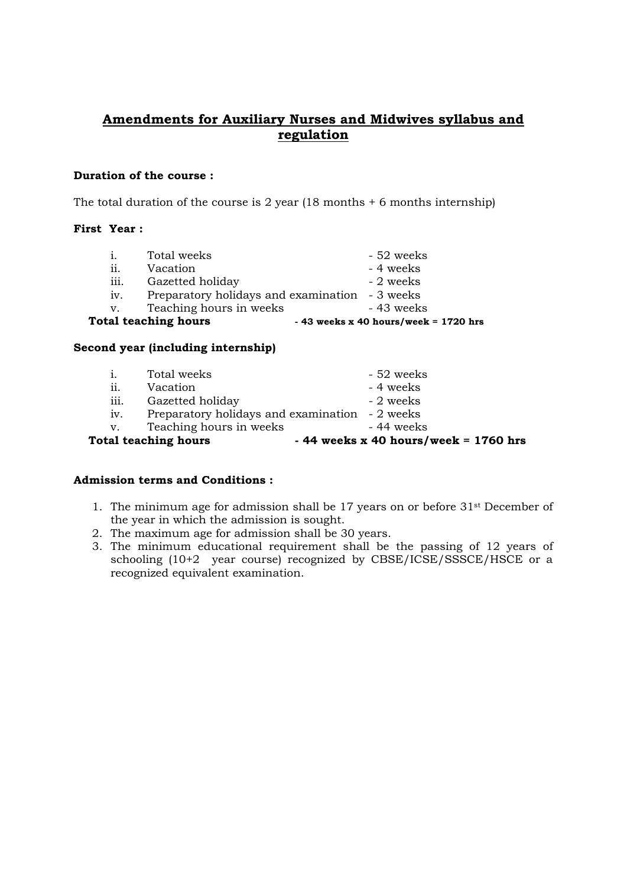# Amendments for Auxiliary Nurses and Midwives syllabus and regulation

**Duration of the course :**

The total duration of the course is 2 year (18 months + 6 months internship)

**First Year :**

| | | |
|---|---|---|
| i. | Total weeks | - 52 weeks |
| ii. | Vacation | - 4 weeks |
| iii. | Gazetted holiday | - 2 weeks |
| iv. | Preparatory holidays and examination | - 3 weeks |
| v. | Teaching hours in weeks | - 43 weeks |
| **Total teaching hours** | | **- 43 weeks x 40 hours/week = 1720 hrs** |

**Second year (including internship)**

| | | |
|---|---|---|
| i. | Total weeks | - 52 weeks |
| ii. | Vacation | - 4 weeks |
| iii. | Gazetted holiday | - 2 weeks |
| iv. | Preparatory holidays and examination | - 2 weeks |
| v. | Teaching hours in weeks | - 44 weeks |
| **Total teaching hours** | | **- 44 weeks x 40 hours/week = 1760 hrs** |

**Admission terms and Conditions :**

1. The minimum age for admission shall be 17 years on or before 31st December of the year in which the admission is sought.
2. The maximum age for admission shall be 30 years.
3. The minimum educational requirement shall be the passing of 12 years of schooling (10+2 year course) recognized by CBSE/ICSE/SSSCE/HSCE or a recognized equivalent examination.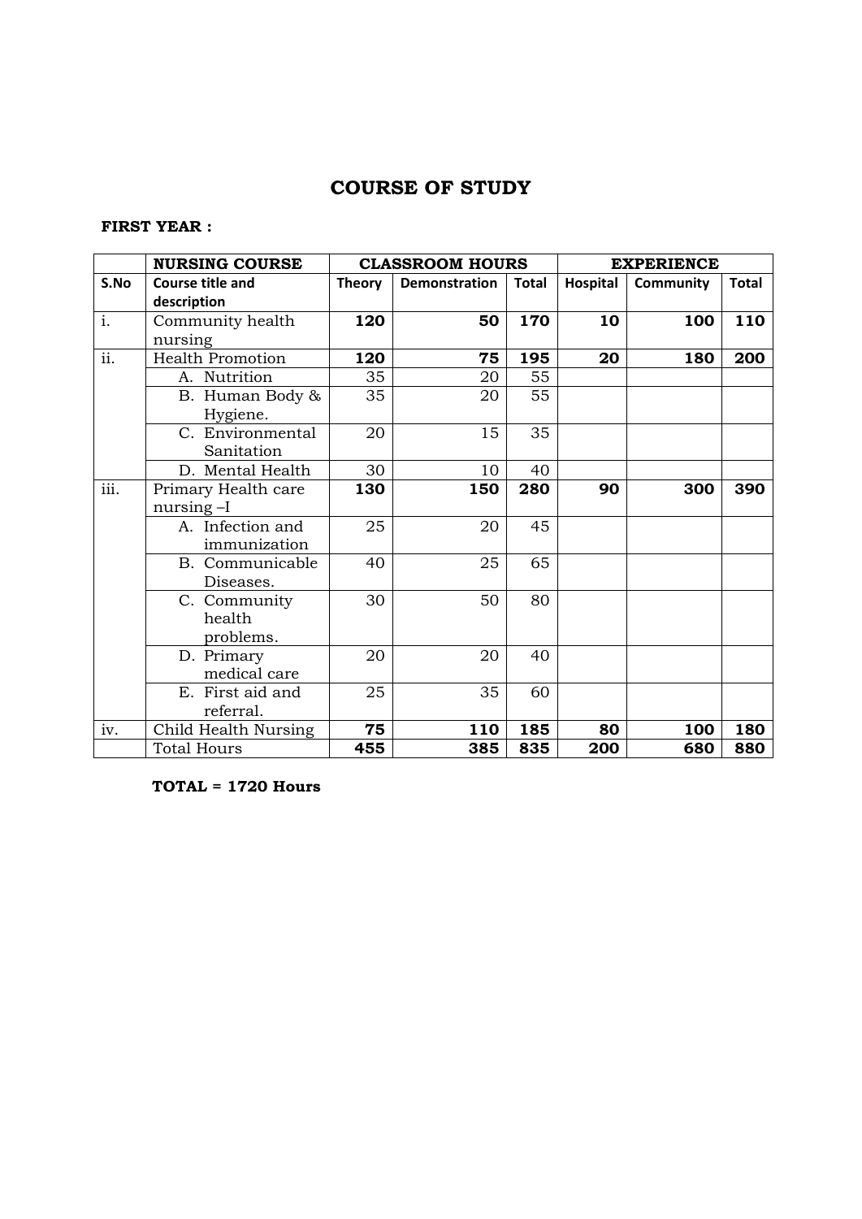# COURSE OF STUDY

**FIRST YEAR :**

| | NURSING COURSE | CLASSROOM HOURS | | | EXPERIENCE | | |
|---|---|---|---|---|---|---|---|
| **S.No** | **Course title and description** | **Theory** | **Demonstration** | **Total** | **Hospital** | **Community** | **Total** |
| i. | Community health nursing | **120** | **50** | **170** | **10** | **100** | **110** |
| ii. | Health Promotion | **120** | **75** | **195** | **20** | **180** | **200** |
| | A. Nutrition | 35 | 20 | 55 | | | |
| | B. Human Body & Hygiene. | 35 | 20 | 55 | | | |
| | C. Environmental Sanitation | 20 | 15 | 35 | | | |
| | D. Mental Health | 30 | 10 | 40 | | | |
| iii. | Primary Health care nursing –I | **130** | **150** | **280** | **90** | **300** | **390** |
| | A. Infection and immunization | 25 | 20 | 45 | | | |
| | B. Communicable Diseases. | 40 | 25 | 65 | | | |
| | C. Community health problems. | 30 | 50 | 80 | | | |
| | D. Primary medical care | 20 | 20 | 40 | | | |
| | E. First aid and referral. | 25 | 35 | 60 | | | |
| iv. | Child Health Nursing | **75** | **110** | **185** | **80** | **100** | **180** |
| | Total Hours | **455** | **385** | **835** | **200** | **680** | **880** |

**TOTAL = 1720 Hours**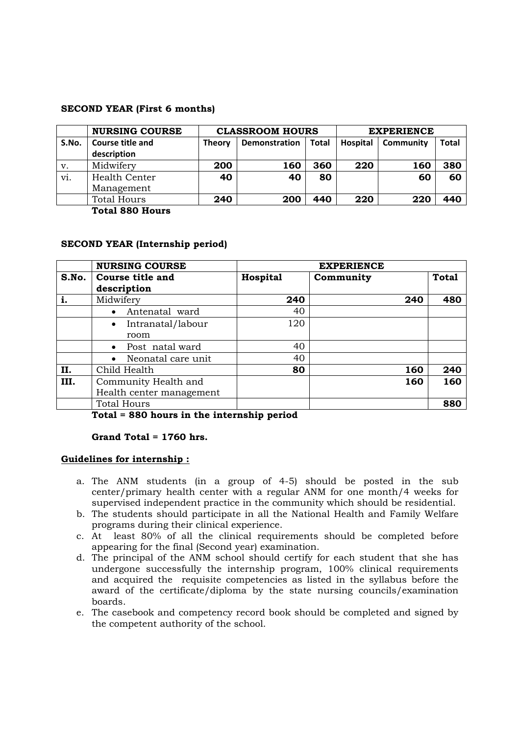**SECOND YEAR (First 6 months)**

| | **NURSING COURSE** | **CLASSROOM HOURS** | | | **EXPERIENCE** | | |
|---|---|---|---|---|---|---|---|
| **S.No.** | **Course title and description** | **Theory** | **Demonstration** | **Total** | **Hospital** | **Community** | **Total** |
| v. | Midwifery | **200** | **160** | **360** | **220** | **160** | **380** |
| vi. | Health Center Management | **40** | **40** | **80** | | **60** | **60** |
| | Total Hours | **240** | **200** | **440** | **220** | **220** | **440** |

**Total 880 Hours**

**SECOND YEAR (Internship period)**

| | **NURSING COURSE** | **EXPERIENCE** | | |
|---|---|---|---|---|
| **S.No.** | **Course title and description** | **Hospital** | **Community** | **Total** |
| **i.** | Midwifery | **240** | **240** | **480** |
| | • Antenatal ward | 40 | | |
| | • Intranatal/labour room | 120 | | |
| | • Post natal ward | 40 | | |
| | • Neonatal care unit | 40 | | |
| **II.** | Child Health | **80** | **160** | **240** |
| **III.** | Community Health and Health center management | | **160** | **160** |
| | Total Hours | | | **880** |

**Total = 880 hours in the internship period**

**Grand Total = 1760 hrs.**

**Guidelines for internship :**

a. The ANM students (in a group of 4-5) should be posted in the sub center/primary health center with a regular ANM for one month/4 weeks for supervised independent practice in the community which should be residential.
b. The students should participate in all the National Health and Family Welfare programs during their clinical experience.
c. At least 80% of all the clinical requirements should be completed before appearing for the final (Second year) examination.
d. The principal of the ANM school should certify for each student that she has undergone successfully the internship program, 100% clinical requirements and acquired the requisite competencies as listed in the syllabus before the award of the certificate/diploma by the state nursing councils/examination boards.
e. The casebook and competency record book should be completed and signed by the competent authority of the school.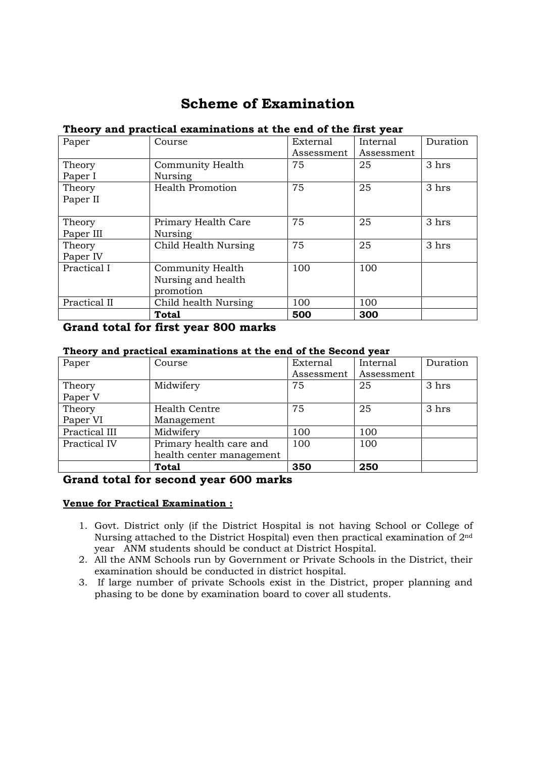# Scheme of Examination

**Theory and practical examinations at the end of the first year**

| Paper | Course | External Assessment | Internal Assessment | Duration |
|---|---|---|---|---|
| Theory Paper I | Community Health Nursing | 75 | 25 | 3 hrs |
| Theory Paper II | Health Promotion | 75 | 25 | 3 hrs |
| Theory Paper III | Primary Health Care Nursing | 75 | 25 | 3 hrs |
| Theory Paper IV | Child Health Nursing | 75 | 25 | 3 hrs |
| Practical I | Community Health Nursing and health promotion | 100 | 100 | |
| Practical II | Child health Nursing | 100 | 100 | |
| | **Total** | **500** | **300** | |

## Grand total for first year 800 marks

**Theory and practical examinations at the end of the Second year**

| Paper | Course | External Assessment | Internal Assessment | Duration |
|---|---|---|---|---|
| Theory Paper V | Midwifery | 75 | 25 | 3 hrs |
| Theory Paper VI | Health Centre Management | 75 | 25 | 3 hrs |
| Practical III | Midwifery | 100 | 100 | |
| Practical IV | Primary health care and health center management | 100 | 100 | |
| | **Total** | **350** | **250** | |

## Grand total for second year 600 marks

**Venue for Practical Examination :**

1. Govt. District only (if the District Hospital is not having School or College of Nursing attached to the District Hospital) even then practical examination of 2nd year ANM students should be conduct at District Hospital.
2. All the ANM Schools run by Government or Private Schools in the District, their examination should be conducted in district hospital.
3. If large number of private Schools exist in the District, proper planning and phasing to be done by examination board to cover all students.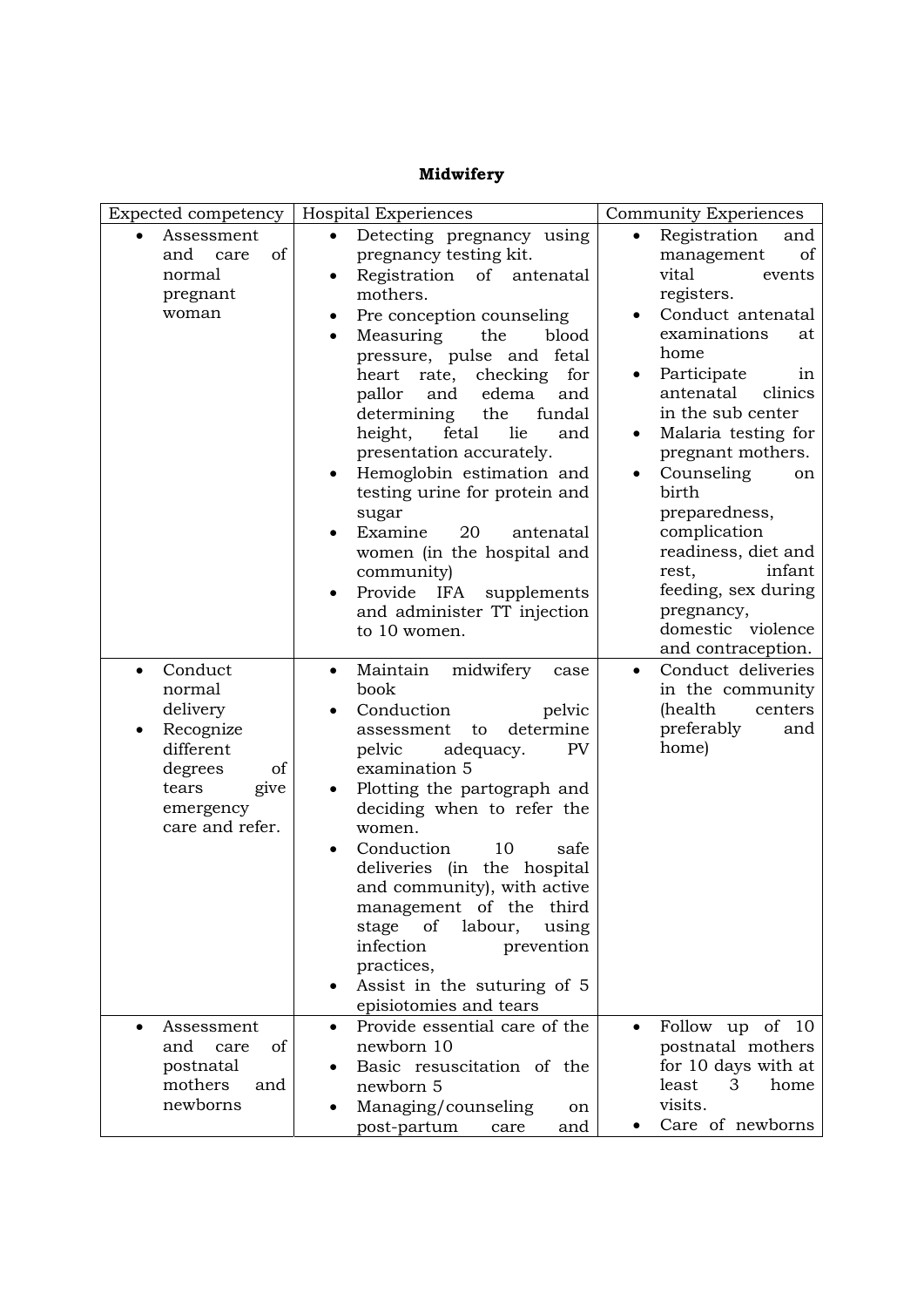**Midwifery**

| Expected competency | Hospital Experiences | Community Experiences |
|---|---|---|
| • Assessment and care of normal pregnant woman | • Detecting pregnancy using pregnancy testing kit.<br>• Registration of antenatal mothers.<br>• Pre conception counseling<br>• Measuring the blood pressure, pulse and fetal heart rate, checking for pallor and edema and determining the fundal height, fetal lie and presentation accurately.<br>• Hemoglobin estimation and testing urine for protein and sugar<br>• Examine 20 antenatal women (in the hospital and community)<br>• Provide IFA supplements and administer TT injection to 10 women. | • Registration and management of vital events registers.<br>• Conduct antenatal examinations at home<br>• Participate in antenatal clinics in the sub center<br>• Malaria testing for pregnant mothers.<br>• Counseling on birth preparedness, complication readiness, diet and rest, infant feeding, sex during pregnancy, domestic violence and contraception. |
| • Conduct normal delivery<br>• Recognize different degrees of tears give emergency care and refer. | • Maintain midwifery case book<br>• Conduction pelvic assessment to determine pelvic adequacy. PV examination 5<br>• Plotting the partograph and deciding when to refer the women.<br>• Conduction 10 safe deliveries (in the hospital and community), with active management of the third stage of labour, using infection prevention practices,<br>• Assist in the suturing of 5 episiotomies and tears | • Conduct deliveries in the community (health centers preferably and home) |
| • Assessment and care of postnatal mothers and newborns | • Provide essential care of the newborn 10<br>• Basic resuscitation of the newborn 5<br>• Managing/counseling on post-partum care and | • Follow up of 10 postnatal mothers for 10 days with at least 3 home visits.<br>• Care of newborns |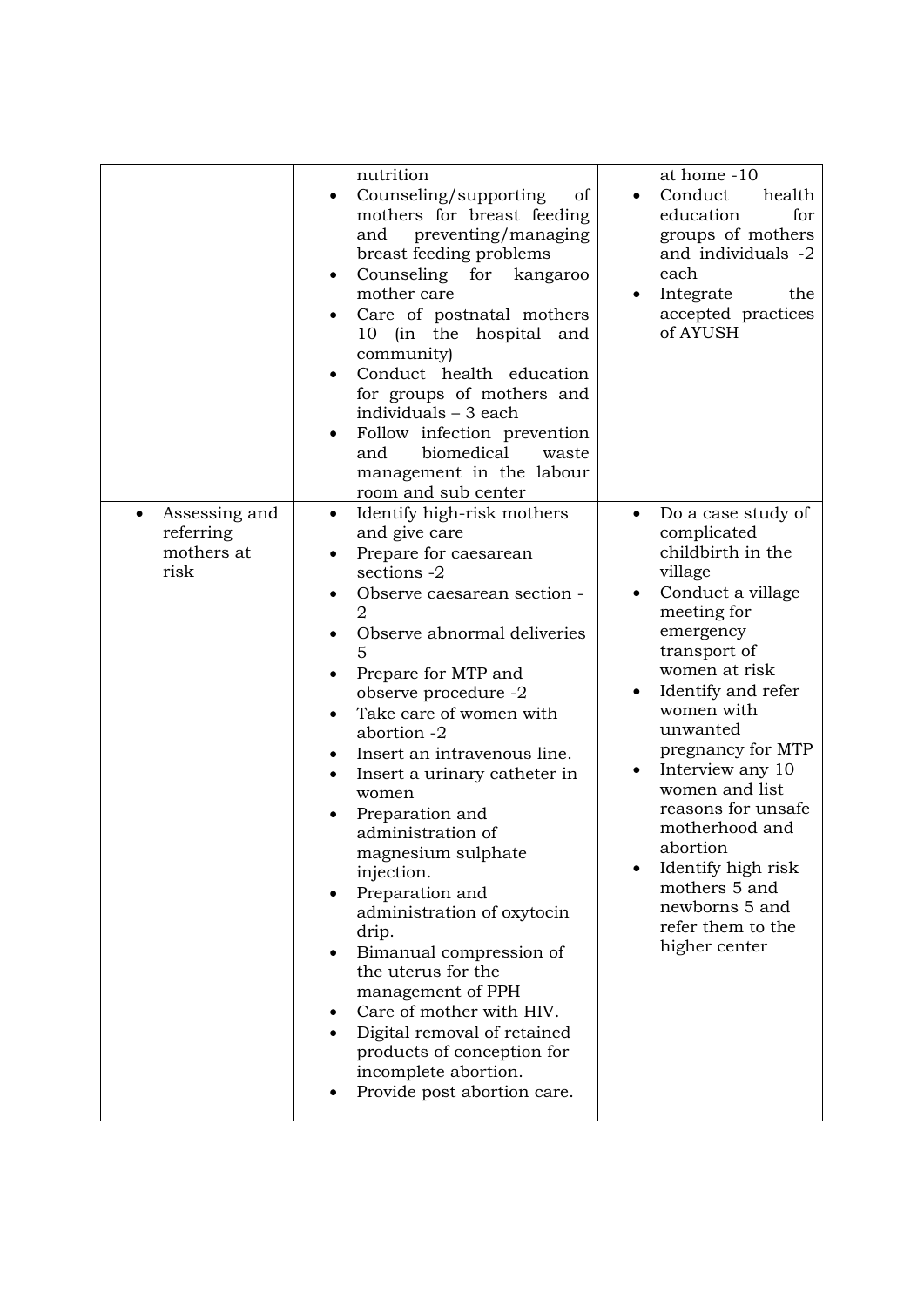| | | |
|---|---|---|
| | nutrition<br>• Counseling/supporting of mothers for breast feeding and preventing/managing breast feeding problems<br>• Counseling for kangaroo mother care<br>• Care of postnatal mothers 10 (in the hospital and community)<br>• Conduct health education for groups of mothers and individuals – 3 each<br>• Follow infection prevention and biomedical waste management in the labour room and sub center | at home -10<br>• Conduct health education for groups of mothers and individuals -2 each<br>• Integrate the accepted practices of AYUSH |
| • Assessing and referring mothers at risk | • Identify high-risk mothers and give care<br>• Prepare for caesarean sections -2<br>• Observe caesarean section -2<br>• Observe abnormal deliveries 5<br>• Prepare for MTP and observe procedure -2<br>• Take care of women with abortion -2<br>• Insert an intravenous line.<br>• Insert a urinary catheter in women<br>• Preparation and administration of magnesium sulphate injection.<br>• Preparation and administration of oxytocin drip.<br>• Bimanual compression of the uterus for the management of PPH<br>• Care of mother with HIV.<br>• Digital removal of retained products of conception for incomplete abortion.<br>• Provide post abortion care. | • Do a case study of complicated childbirth in the village<br>• Conduct a village meeting for emergency transport of women at risk<br>• Identify and refer women with unwanted pregnancy for MTP<br>• Interview any 10 women and list reasons for unsafe motherhood and abortion<br>• Identify high risk mothers 5 and newborns 5 and refer them to the higher center |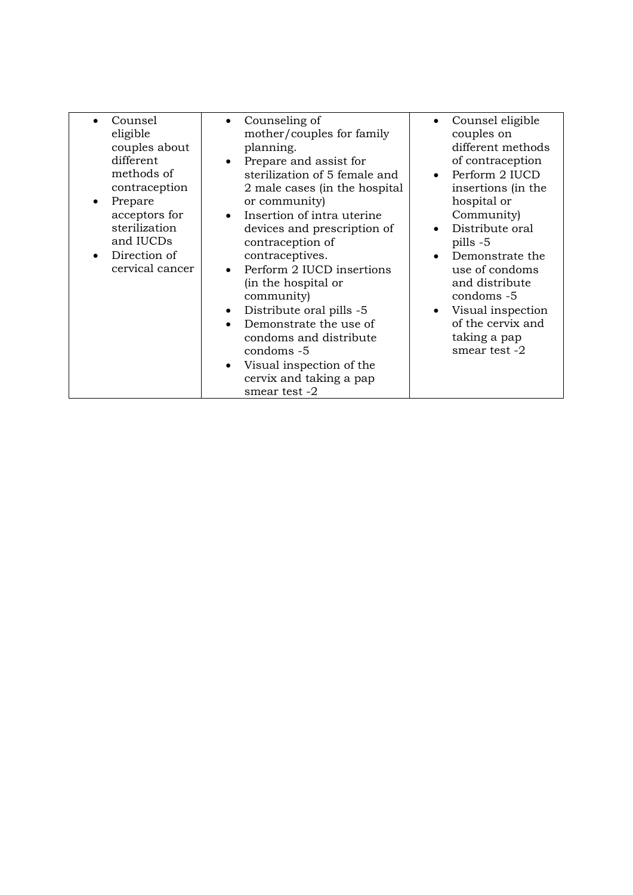| | | |
|---|---|---|
| • Counsel eligible couples about different methods of contraception<br>• Prepare acceptors for sterilization and IUCDs<br>• Direction of cervical cancer | • Counseling of mother/couples for family planning.<br>• Prepare and assist for sterilization of 5 female and 2 male cases (in the hospital or community)<br>• Insertion of intra uterine devices and prescription of contraception of contraceptives.<br>• Perform 2 IUCD insertions (in the hospital or community)<br>• Distribute oral pills -5<br>• Demonstrate the use of condoms and distribute condoms -5<br>• Visual inspection of the cervix and taking a pap smear test -2 | • Counsel eligible couples on different methods of contraception<br>• Perform 2 IUCD insertions (in the hospital or Community)<br>• Distribute oral pills -5<br>• Demonstrate the use of condoms and distribute condoms -5<br>• Visual inspection of the cervix and taking a pap smear test -2 |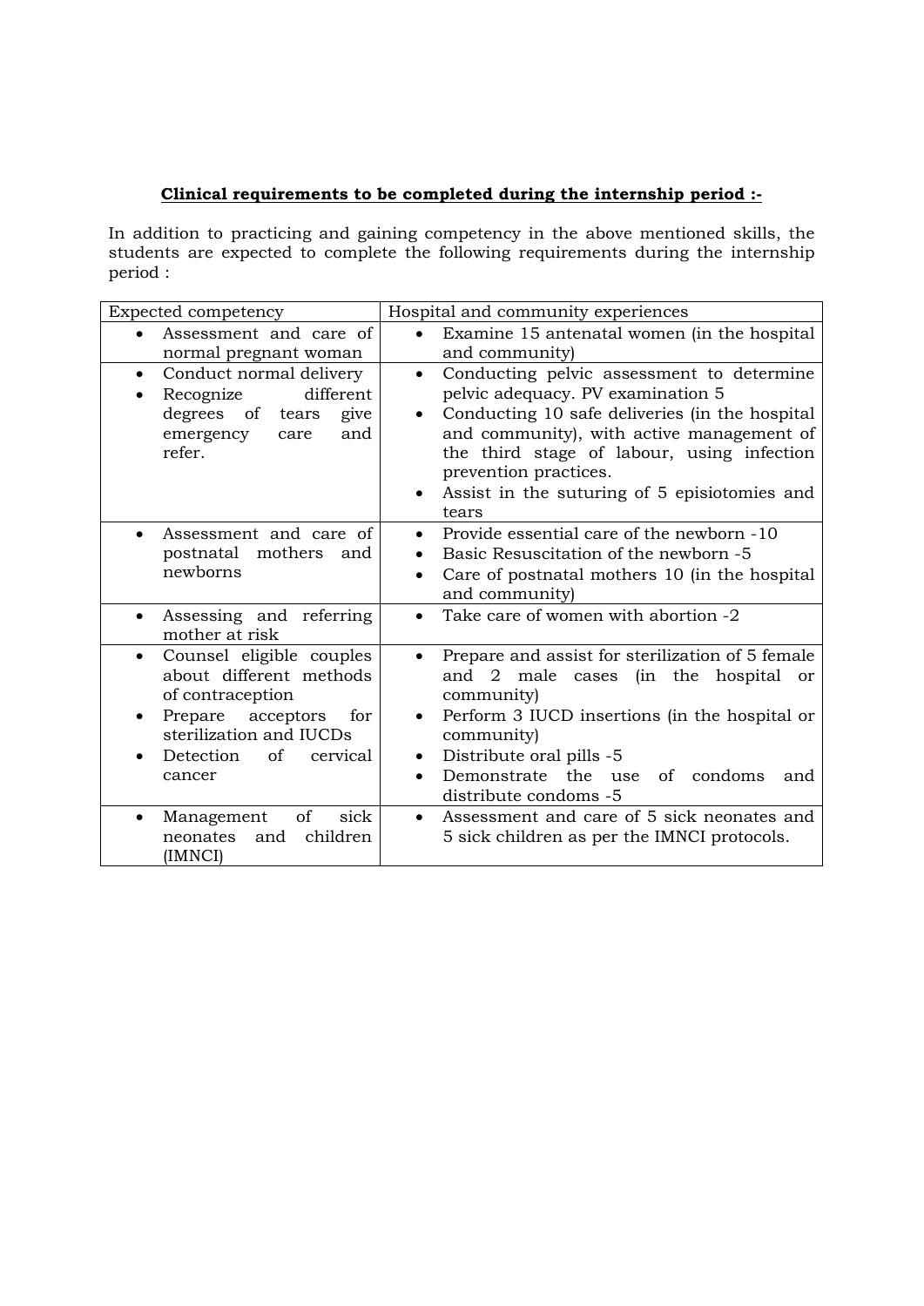**Clinical requirements to be completed during the internship period :-**

In addition to practicing and gaining competency in the above mentioned skills, the students are expected to complete the following requirements during the internship period :

| Expected competency | Hospital and community experiences |
| --- | --- |
| • Assessment and care of normal pregnant woman | • Examine 15 antenatal women (in the hospital and community) |
| • Conduct normal delivery<br>• Recognize different degrees of tears give emergency care and refer. | • Conducting pelvic assessment to determine pelvic adequacy. PV examination 5<br>• Conducting 10 safe deliveries (in the hospital and community), with active management of the third stage of labour, using infection prevention practices.<br>• Assist in the suturing of 5 episiotomies and tears |
| • Assessment and care of postnatal mothers and newborns | • Provide essential care of the newborn -10<br>• Basic Resuscitation of the newborn -5<br>• Care of postnatal mothers 10 (in the hospital and community) |
| • Assessing and referring mother at risk | • Take care of women with abortion -2 |
| • Counsel eligible couples about different methods of contraception<br>• Prepare acceptors for sterilization and IUCDs<br>• Detection of cervical cancer | • Prepare and assist for sterilization of 5 female and 2 male cases (in the hospital or community)<br>• Perform 3 IUCD insertions (in the hospital or community)<br>• Distribute oral pills -5<br>• Demonstrate the use of condoms and distribute condoms -5 |
| • Management of sick neonates and children (IMNCI) | • Assessment and care of 5 sick neonates and 5 sick children as per the IMNCI protocols. |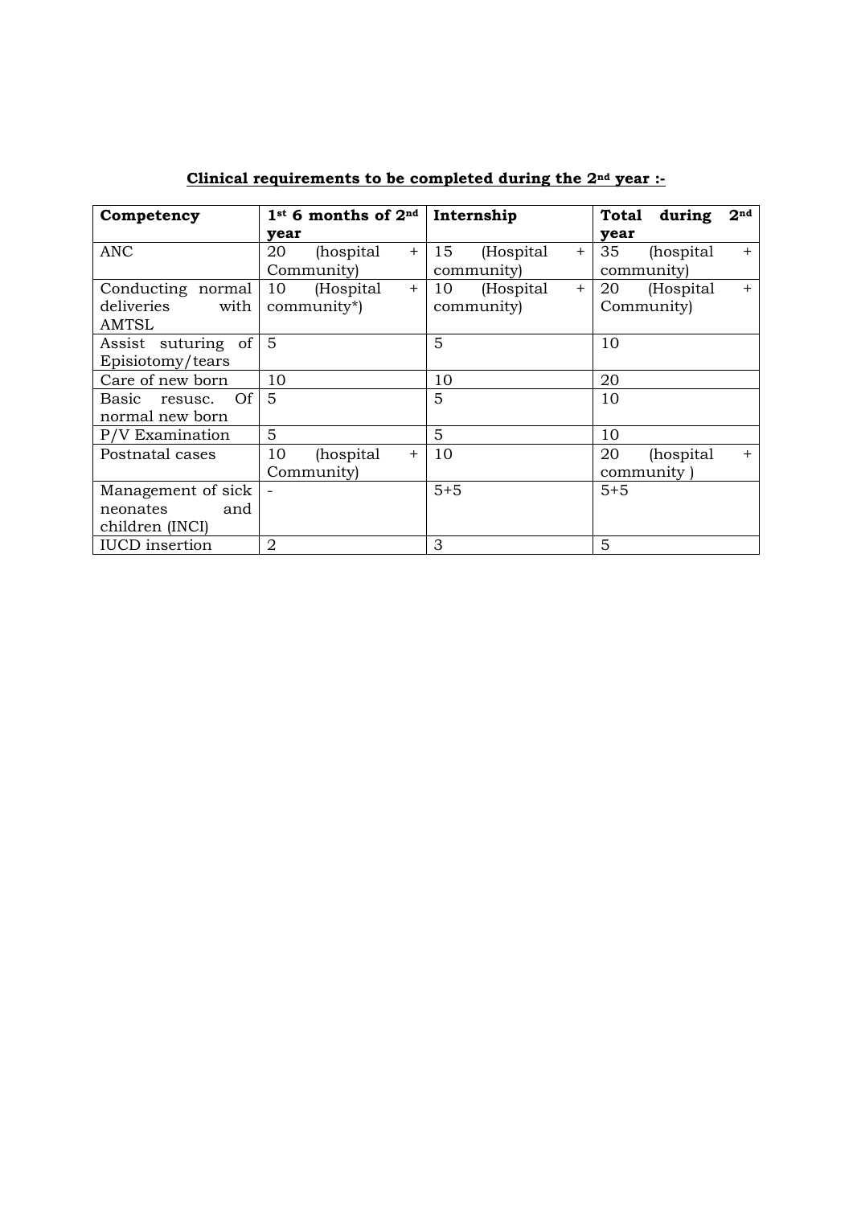**Clinical requirements to be completed during the 2nd year :-**

| Competency | 1st 6 months of 2nd year | Internship | Total during 2nd year |
|---|---|---|---|
| ANC | 20 (hospital + Community) | 15 (Hospital + community) | 35 (hospital + community) |
| Conducting normal deliveries with AMTSL | 10 (Hospital + community*) | 10 (Hospital + community) | 20 (Hospital + Community) |
| Assist suturing of Episiotomy/tears | 5 | 5 | 10 |
| Care of new born | 10 | 10 | 20 |
| Basic resusc. Of normal new born | 5 | 5 | 10 |
| P/V Examination | 5 | 5 | 10 |
| Postnatal cases | 10 (hospital + Community) | 10 | 20 (hospital + community ) |
| Management of sick neonates and children (INCI) | - | 5+5 | 5+5 |
| IUCD insertion | 2 | 3 | 5 |